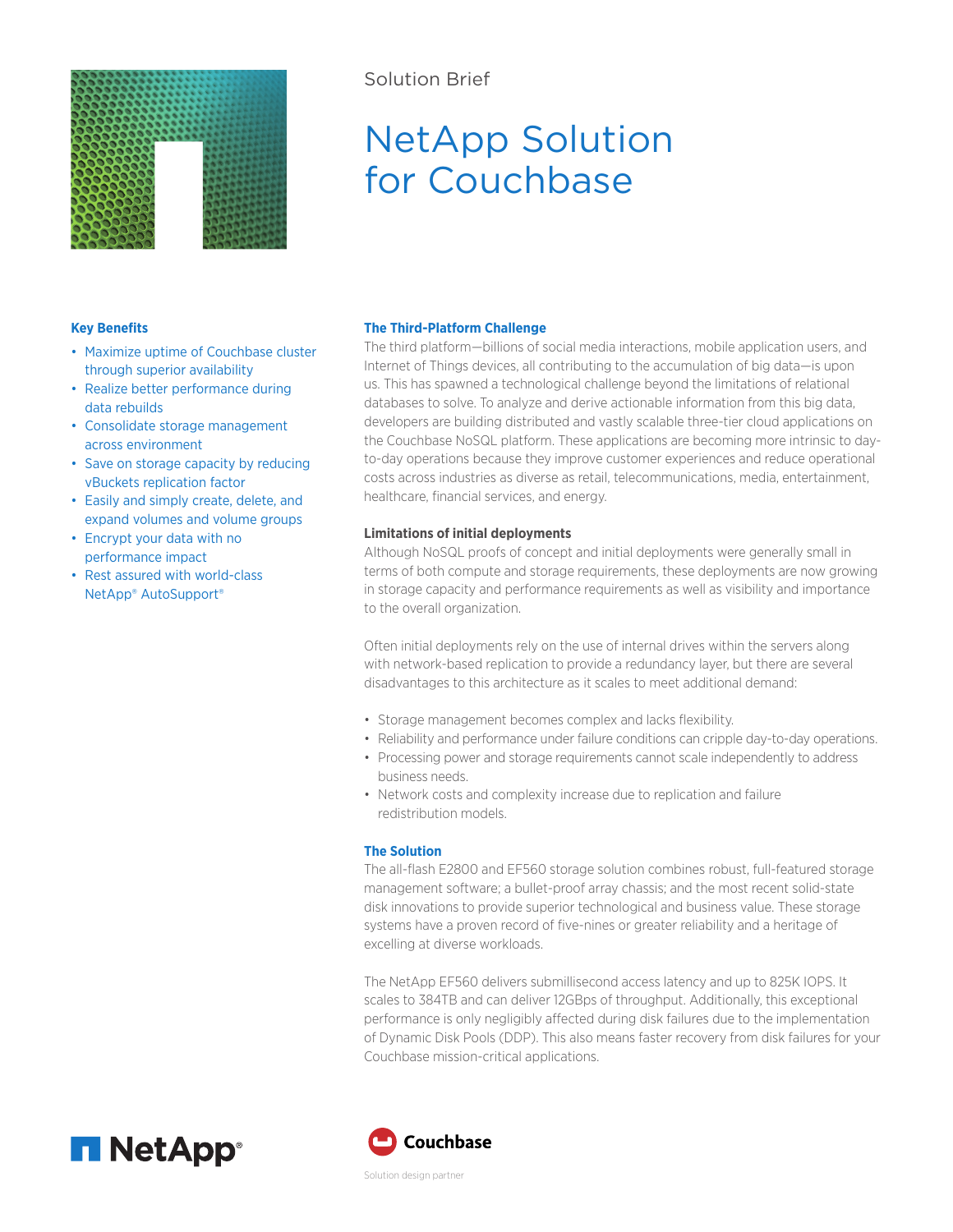Solution Brief

# NetApp Solution for Couchbase

### Key Benefits

- Maximize uptime of Couchbase cluster through superior availability
- Realize better performance during data rebuilds
- Consolidate storage management across environment
- Save on storage capacity by reducing vBuckets replication factor
- Easily and simply create, delete, and expand volumes and volume groups
- Encrypt your data with no performance impact
- Rest assured with world-class NetApp® AutoSupport®

## The Third-Platform Challenge

The third platform—billions of social media interactions, mobile application users, and Internet of Things devices, all contributing to the accumulation of big data—is upon us. This has spawned a technological challenge beyond the limitations of relational databases to solve. To analyze and derive actionable information from this big data, developers are building distributed and vastly scalable three-tier cloud applications on the Couchbase NoSQL platform. These applications are becoming more intrinsic to day-to-day operations because they improve customer experiences and reduce operational costs across industries as diverse as retail, telecommunications, media, entertainment, healthcare, financial services, and energy.

### Limitations of initial deployments

Although NoSQL proofs of concept and initial deployments were generally small in terms of both compute and storage requirements, these deployments are now growing in storage capacity and performance requirements as well as visibility and importance to the overall organization.

Often initial deployments rely on the use of internal drives within the servers along with network-based replication to provide a redundancy layer, but there are several disadvantages to this architecture as it scales to meet additional demand:

- Storage management becomes complex and lacks flexibility.
- Reliability and performance under failure conditions can cripple day-to-day operations.
- Processing power and storage requirements cannot scale independently to address business needs.
- Network costs and complexity increase due to replication and failure redistribution models.

## The Solution

The all-flash E2800 and EF560 storage solution combines robust, full-featured storage management software; a bullet-proof array chassis; and the most recent solid-state disk innovations to provide superior technological and business value. These storage systems have a proven record of five-nines or greater reliability and a heritage of excelling at diverse workloads.

The NetApp EF560 delivers submillisecond access latency and up to 825K IOPS. It scales to 384TB and can deliver 12GBps of throughput. Additionally, this exceptional performance is only negligibly affected during disk failures due to the implementation of Dynamic Disk Pools (DDP). This also means faster recovery from disk failures for your Couchbase mission-critical applications.

NetApp®

Couchbase

Solution design partner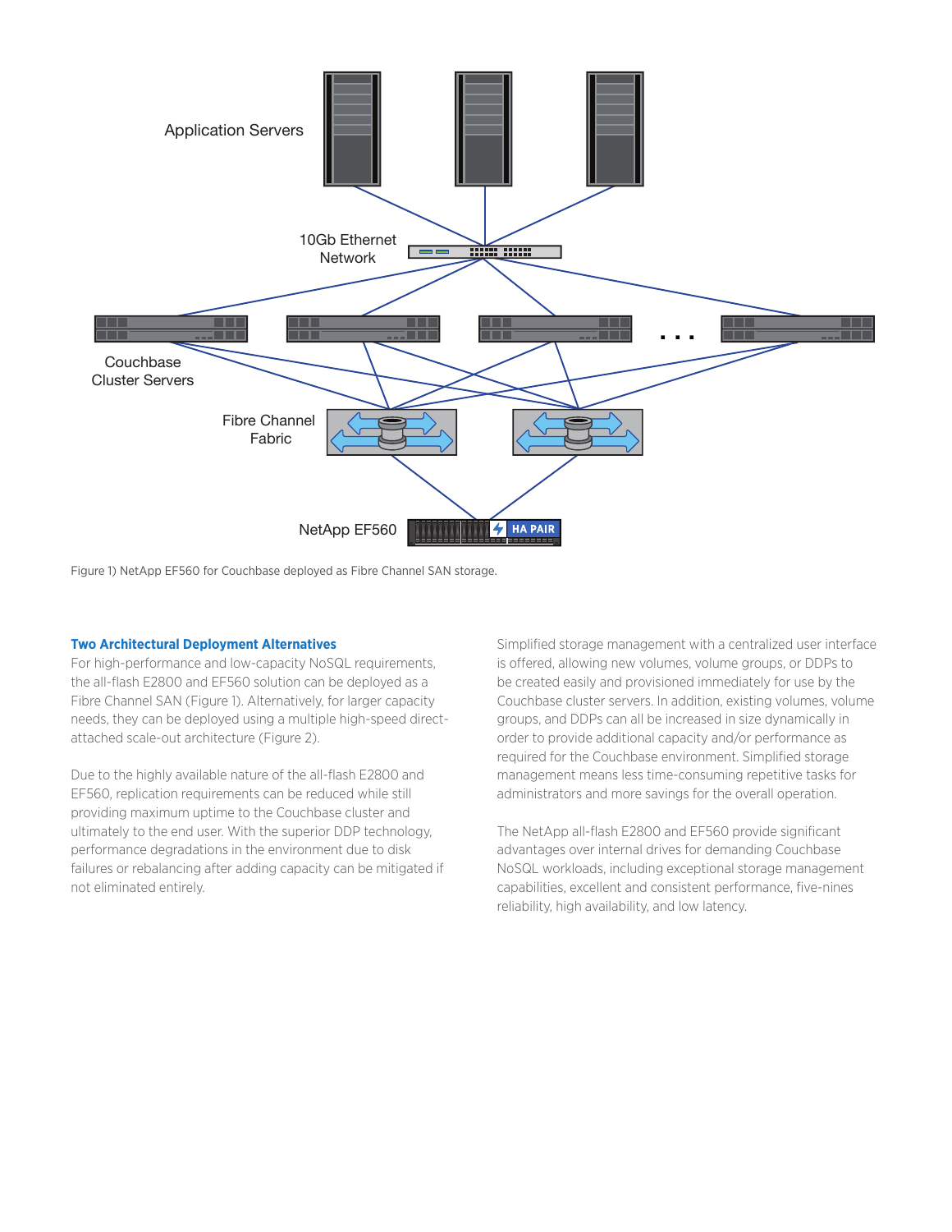Figure 1) NetApp EF560 for Couchbase deployed as Fibre Channel SAN storage.

### Two Architectural Deployment Alternatives

For high-performance and low-capacity NoSQL requirements, the all-flash E2800 and EF560 solution can be deployed as a Fibre Channel SAN (Figure 1). Alternatively, for larger capacity needs, they can be deployed using a multiple high-speed direct-attached scale-out architecture (Figure 2).

Due to the highly available nature of the all-flash E2800 and EF560, replication requirements can be reduced while still providing maximum uptime to the Couchbase cluster and ultimately to the end user. With the superior DDP technology, performance degradations in the environment due to disk failures or rebalancing after adding capacity can be mitigated if not eliminated entirely.

Simplified storage management with a centralized user interface is offered, allowing new volumes, volume groups, or DDPs to be created easily and provisioned immediately for use by the Couchbase cluster servers. In addition, existing volumes, volume groups, and DDPs can all be increased in size dynamically in order to provide additional capacity and/or performance as required for the Couchbase environment. Simplified storage management means less time-consuming repetitive tasks for administrators and more savings for the overall operation.

The NetApp all-flash E2800 and EF560 provide significant advantages over internal drives for demanding Couchbase NoSQL workloads, including exceptional storage management capabilities, excellent and consistent performance, five-nines reliability, high availability, and low latency.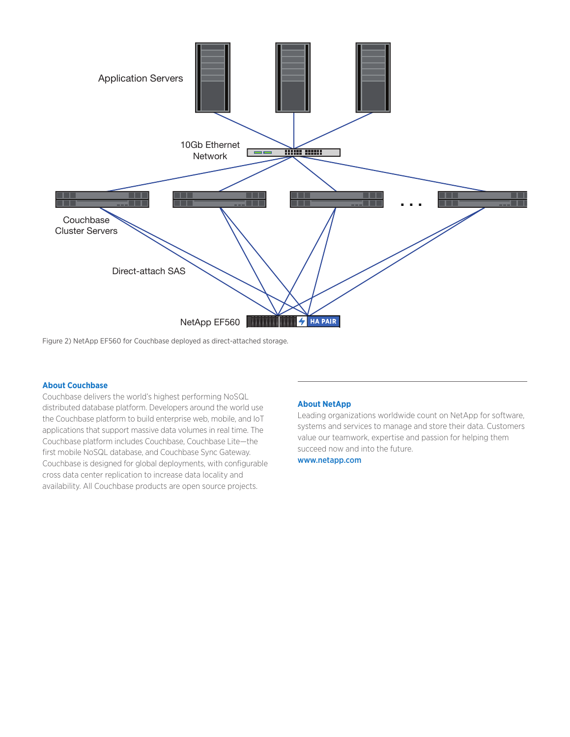Application Servers

10Gb Ethernet Network

Couchbase Cluster Servers

Direct-attach SAS

NetApp EF560 HA PAIR

Figure 2) NetApp EF560 for Couchbase deployed as direct-attached storage.

### About Couchbase

Couchbase delivers the world's highest performing NoSQL distributed database platform. Developers around the world use the Couchbase platform to build enterprise web, mobile, and IoT applications that support massive data volumes in real time. The Couchbase platform includes Couchbase, Couchbase Lite—the first mobile NoSQL database, and Couchbase Sync Gateway. Couchbase is designed for global deployments, with configurable cross data center replication to increase data locality and availability. All Couchbase products are open source projects.

### About NetApp

Leading organizations worldwide count on NetApp for software, systems and services to manage and store their data. Customers value our teamwork, expertise and passion for helping them succeed now and into the future.

**www.netapp.com**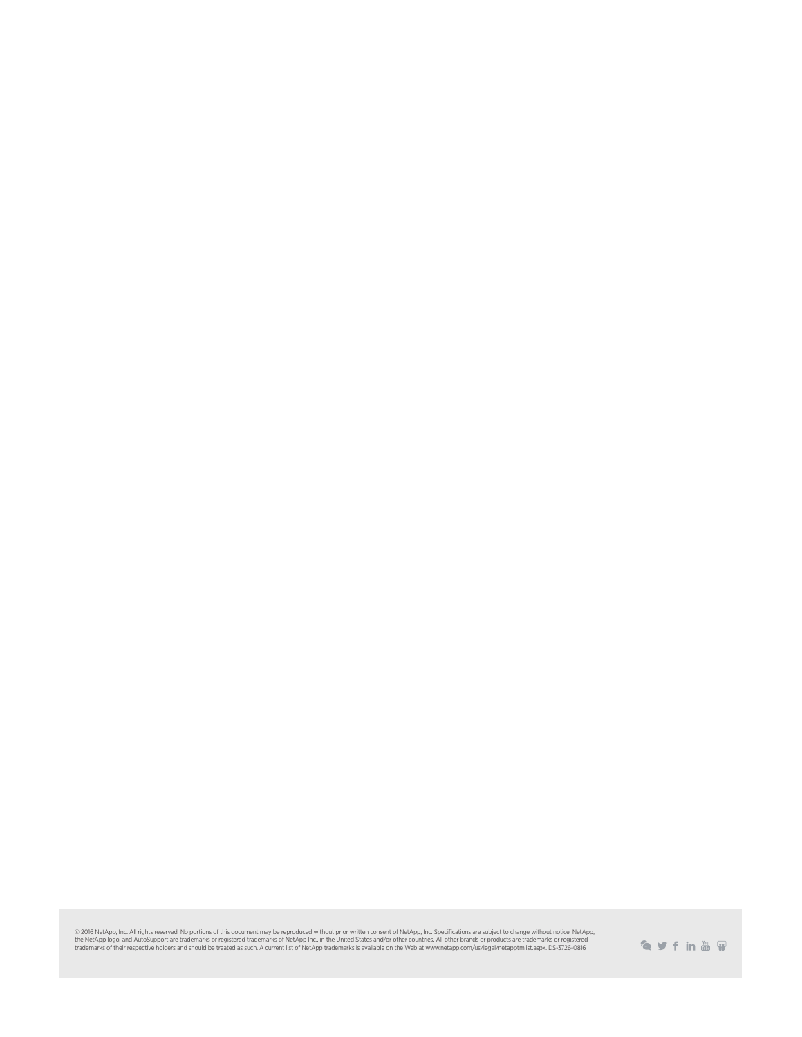© 2016 NetApp, Inc. All rights reserved. No portions of this document may be reproduced without prior written consent of NetApp, Inc. Specifications are subject to change without notice. NetApp, the NetApp logo, and AutoSupport are trademarks or registered trademarks of NetApp Inc., in the United States and/or other countries. All other brands or products are trademarks or registered trademarks of their respective holders and should be treated as such. A current list of NetApp trademarks is available on the Web at www.netapp.com/us/legal/netapptmlist.aspx. DS-3726-0816